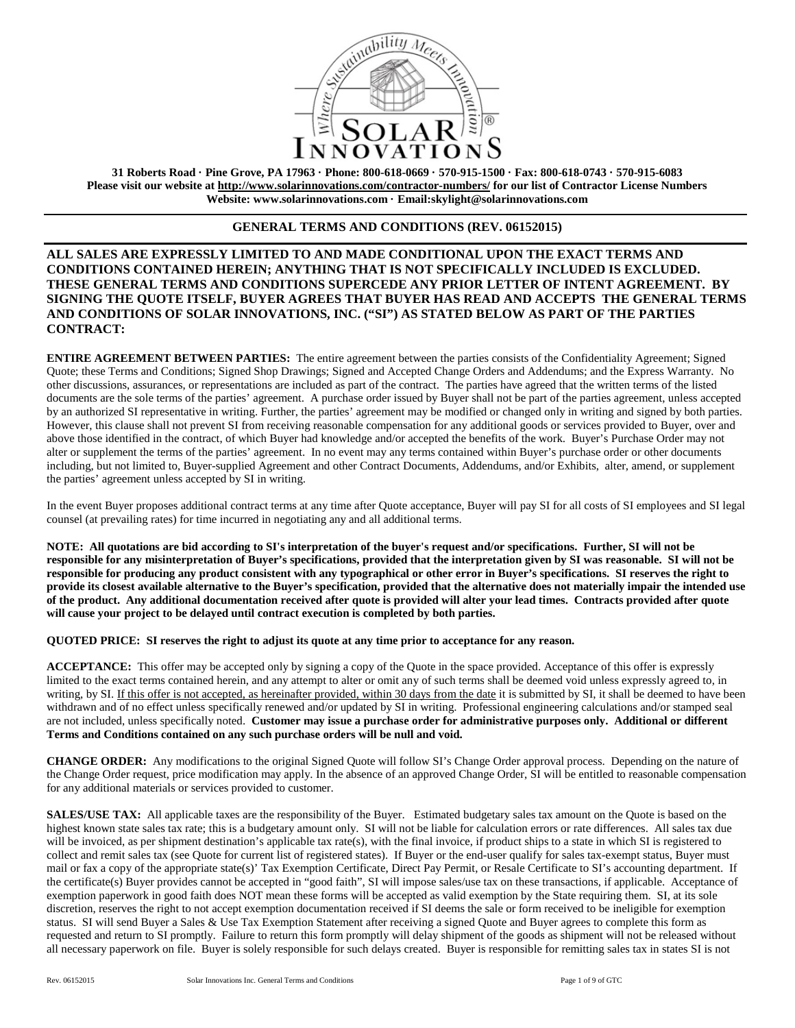31 Roberts Road · Pine Grove, PA 17963 · Phone: 800-618-0669 · 570-915-1500 · Fax: 800-618-0743 · 570-915-6083
**Please visit our website at http://www.solarinnovations.com/contractor-numbers/ for our list of Contractor License Numbers**
**Website: www.solarinnovations.com · Email:skylight@solarinnovations.com**

## GENERAL TERMS AND CONDITIONS (REV. 06152015)

**ALL SALES ARE EXPRESSLY LIMITED TO AND MADE CONDITIONAL UPON THE EXACT TERMS AND CONDITIONS CONTAINED HEREIN; ANYTHING THAT IS NOT SPECIFICALLY INCLUDED IS EXCLUDED. THESE GENERAL TERMS AND CONDITIONS SUPERCEDE ANY PRIOR LETTER OF INTENT AGREEMENT. BY SIGNING THE QUOTE ITSELF, BUYER AGREES THAT BUYER HAS READ AND ACCEPTS THE GENERAL TERMS AND CONDITIONS OF SOLAR INNOVATIONS, INC. ("SI") AS STATED BELOW AS PART OF THE PARTIES CONTRACT:**

**ENTIRE AGREEMENT BETWEEN PARTIES:** The entire agreement between the parties consists of the Confidentiality Agreement; Signed Quote; these Terms and Conditions; Signed Shop Drawings; Signed and Accepted Change Orders and Addendums; and the Express Warranty. No other discussions, assurances, or representations are included as part of the contract. The parties have agreed that the written terms of the listed documents are the sole terms of the parties' agreement. A purchase order issued by Buyer shall not be part of the parties agreement, unless accepted by an authorized SI representative in writing. Further, the parties' agreement may be modified or changed only in writing and signed by both parties. However, this clause shall not prevent SI from receiving reasonable compensation for any additional goods or services provided to Buyer, over and above those identified in the contract, of which Buyer had knowledge and/or accepted the benefits of the work. Buyer's Purchase Order may not alter or supplement the terms of the parties' agreement. In no event may any terms contained within Buyer's purchase order or other documents including, but not limited to, Buyer-supplied Agreement and other Contract Documents, Addendums, and/or Exhibits, alter, amend, or supplement the parties' agreement unless accepted by SI in writing.

In the event Buyer proposes additional contract terms at any time after Quote acceptance, Buyer will pay SI for all costs of SI employees and SI legal counsel (at prevailing rates) for time incurred in negotiating any and all additional terms.

**NOTE: All quotations are bid according to SI's interpretation of the buyer's request and/or specifications. Further, SI will not be responsible for any misinterpretation of Buyer's specifications, provided that the interpretation given by SI was reasonable. SI will not be responsible for producing any product consistent with any typographical or other error in Buyer's specifications. SI reserves the right to provide its closest available alternative to the Buyer's specification, provided that the alternative does not materially impair the intended use of the product. Any additional documentation received after quote is provided will alter your lead times. Contracts provided after quote will cause your project to be delayed until contract execution is completed by both parties.**

**QUOTED PRICE: SI reserves the right to adjust its quote at any time prior to acceptance for any reason.**

**ACCEPTANCE:** This offer may be accepted only by signing a copy of the Quote in the space provided. Acceptance of this offer is expressly limited to the exact terms contained herein, and any attempt to alter or omit any of such terms shall be deemed void unless expressly agreed to, in writing, by SI. If this offer is not accepted, as hereinafter provided, within 30 days from the date it is submitted by SI, it shall be deemed to have been withdrawn and of no effect unless specifically renewed and/or updated by SI in writing. Professional engineering calculations and/or stamped seal are not included, unless specifically noted. **Customer may issue a purchase order for administrative purposes only. Additional or different Terms and Conditions contained on any such purchase orders will be null and void.**

**CHANGE ORDER:** Any modifications to the original Signed Quote will follow SI's Change Order approval process. Depending on the nature of the Change Order request, price modification may apply. In the absence of an approved Change Order, SI will be entitled to reasonable compensation for any additional materials or services provided to customer.

**SALES/USE TAX:** All applicable taxes are the responsibility of the Buyer. Estimated budgetary sales tax amount on the Quote is based on the highest known state sales tax rate; this is a budgetary amount only. SI will not be liable for calculation errors or rate differences. All sales tax due will be invoiced, as per shipment destination's applicable tax rate(s), with the final invoice, if product ships to a state in which SI is registered to collect and remit sales tax (see Quote for current list of registered states). If Buyer or the end-user qualify for sales tax-exempt status, Buyer must mail or fax a copy of the appropriate state(s)' Tax Exemption Certificate, Direct Pay Permit, or Resale Certificate to SI's accounting department. If the certificate(s) Buyer provides cannot be accepted in "good faith", SI will impose sales/use tax on these transactions, if applicable. Acceptance of exemption paperwork in good faith does NOT mean these forms will be accepted as valid exemption by the State requiring them. SI, at its sole discretion, reserves the right to not accept exemption documentation received if SI deems the sale or form received to be ineligible for exemption status. SI will send Buyer a Sales & Use Tax Exemption Statement after receiving a signed Quote and Buyer agrees to complete this form as requested and return to SI promptly. Failure to return this form promptly will delay shipment of the goods as shipment will not be released without all necessary paperwork on file. Buyer is solely responsible for such delays created. Buyer is responsible for remitting sales tax in states SI is not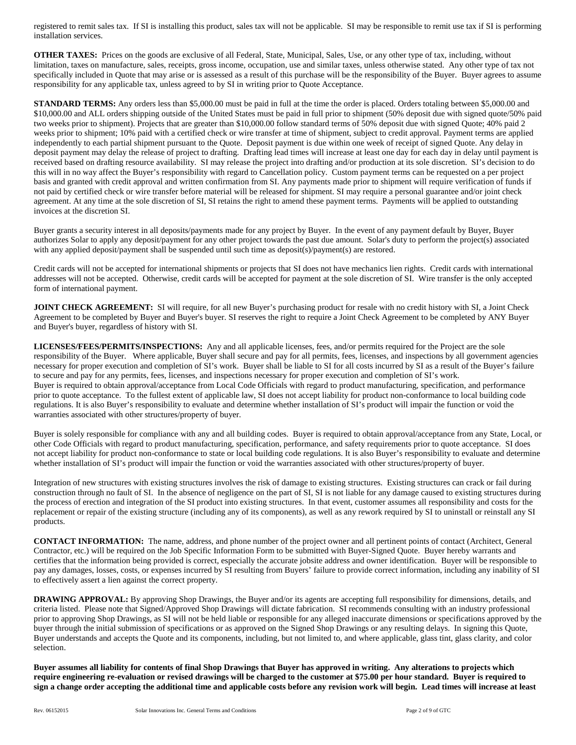registered to remit sales tax. If SI is installing this product, sales tax will not be applicable. SI may be responsible to remit use tax if SI is performing installation services.

**OTHER TAXES:** Prices on the goods are exclusive of all Federal, State, Municipal, Sales, Use, or any other type of tax, including, without limitation, taxes on manufacture, sales, receipts, gross income, occupation, use and similar taxes, unless otherwise stated. Any other type of tax not specifically included in Quote that may arise or is assessed as a result of this purchase will be the responsibility of the Buyer. Buyer agrees to assume responsibility for any applicable tax, unless agreed to by SI in writing prior to Quote Acceptance.

**STANDARD TERMS:** Any orders less than $5,000.00 must be paid in full at the time the order is placed. Orders totaling between $5,000.00 and $10,000.00 and ALL orders shipping outside of the United States must be paid in full prior to shipment (50% deposit due with signed quote/50% paid two weeks prior to shipment). Projects that are greater than $10,000.00 follow standard terms of 50% deposit due with signed Quote; 40% paid 2 weeks prior to shipment; 10% paid with a certified check or wire transfer at time of shipment, subject to credit approval. Payment terms are applied independently to each partial shipment pursuant to the Quote. Deposit payment is due within one week of receipt of signed Quote. Any delay in deposit payment may delay the release of project to drafting. Drafting lead times will increase at least one day for each day in delay until payment is received based on drafting resource availability. SI may release the project into drafting and/or production at its sole discretion. SI's decision to do this will in no way affect the Buyer's responsibility with regard to Cancellation policy. Custom payment terms can be requested on a per project basis and granted with credit approval and written confirmation from SI. Any payments made prior to shipment will require verification of funds if not paid by certified check or wire transfer before material will be released for shipment. SI may require a personal guarantee and/or joint check agreement. At any time at the sole discretion of SI, SI retains the right to amend these payment terms. Payments will be applied to outstanding invoices at the discretion SI.

Buyer grants a security interest in all deposits/payments made for any project by Buyer. In the event of any payment default by Buyer, Buyer authorizes Solar to apply any deposit/payment for any other project towards the past due amount. Solar's duty to perform the project(s) associated with any applied deposit/payment shall be suspended until such time as deposit(s)/payment(s) are restored.

Credit cards will not be accepted for international shipments or projects that SI does not have mechanics lien rights. Credit cards with international addresses will not be accepted. Otherwise, credit cards will be accepted for payment at the sole discretion of SI. Wire transfer is the only accepted form of international payment.

**JOINT CHECK AGREEMENT:** SI will require, for all new Buyer's purchasing product for resale with no credit history with SI, a Joint Check Agreement to be completed by Buyer and Buyer's buyer. SI reserves the right to require a Joint Check Agreement to be completed by ANY Buyer and Buyer's buyer, regardless of history with SI.

**LICENSES/FEES/PERMITS/INSPECTIONS:** Any and all applicable licenses, fees, and/or permits required for the Project are the sole responsibility of the Buyer. Where applicable, Buyer shall secure and pay for all permits, fees, licenses, and inspections by all government agencies necessary for proper execution and completion of SI's work. Buyer shall be liable to SI for all costs incurred by SI as a result of the Buyer's failure to secure and pay for any permits, fees, licenses, and inspections necessary for proper execution and completion of SI's work.
Buyer is required to obtain approval/acceptance from Local Code Officials with regard to product manufacturing, specification, and performance prior to quote acceptance. To the fullest extent of applicable law, SI does not accept liability for product non-conformance to local building code regulations. It is also Buyer's responsibility to evaluate and determine whether installation of SI's product will impair the function or void the warranties associated with other structures/property of buyer.

Buyer is solely responsible for compliance with any and all building codes. Buyer is required to obtain approval/acceptance from any State, Local, or other Code Officials with regard to product manufacturing, specification, performance, and safety requirements prior to quote acceptance. SI does not accept liability for product non-conformance to state or local building code regulations. It is also Buyer's responsibility to evaluate and determine whether installation of SI's product will impair the function or void the warranties associated with other structures/property of buyer.

Integration of new structures with existing structures involves the risk of damage to existing structures. Existing structures can crack or fail during construction through no fault of SI. In the absence of negligence on the part of SI, SI is not liable for any damage caused to existing structures during the process of erection and integration of the SI product into existing structures. In that event, customer assumes all responsibility and costs for the replacement or repair of the existing structure (including any of its components), as well as any rework required by SI to uninstall or reinstall any SI products.

**CONTACT INFORMATION:** The name, address, and phone number of the project owner and all pertinent points of contact (Architect, General Contractor, etc.) will be required on the Job Specific Information Form to be submitted with Buyer-Signed Quote. Buyer hereby warrants and certifies that the information being provided is correct, especially the accurate jobsite address and owner identification. Buyer will be responsible to pay any damages, losses, costs, or expenses incurred by SI resulting from Buyers' failure to provide correct information, including any inability of SI to effectively assert a lien against the correct property.

**DRAWING APPROVAL:** By approving Shop Drawings, the Buyer and/or its agents are accepting full responsibility for dimensions, details, and criteria listed. Please note that Signed/Approved Shop Drawings will dictate fabrication. SI recommends consulting with an industry professional prior to approving Shop Drawings, as SI will not be held liable or responsible for any alleged inaccurate dimensions or specifications approved by the buyer through the initial submission of specifications or as approved on the Signed Shop Drawings or any resulting delays. In signing this Quote, Buyer understands and accepts the Quote and its components, including, but not limited to, and where applicable, glass tint, glass clarity, and color selection.

**Buyer assumes all liability for contents of final Shop Drawings that Buyer has approved in writing. Any alterations to projects which require engineering re-evaluation or revised drawings will be charged to the customer at $75.00 per hour standard. Buyer is required to sign a change order accepting the additional time and applicable costs before any revision work will begin. Lead times will increase at least**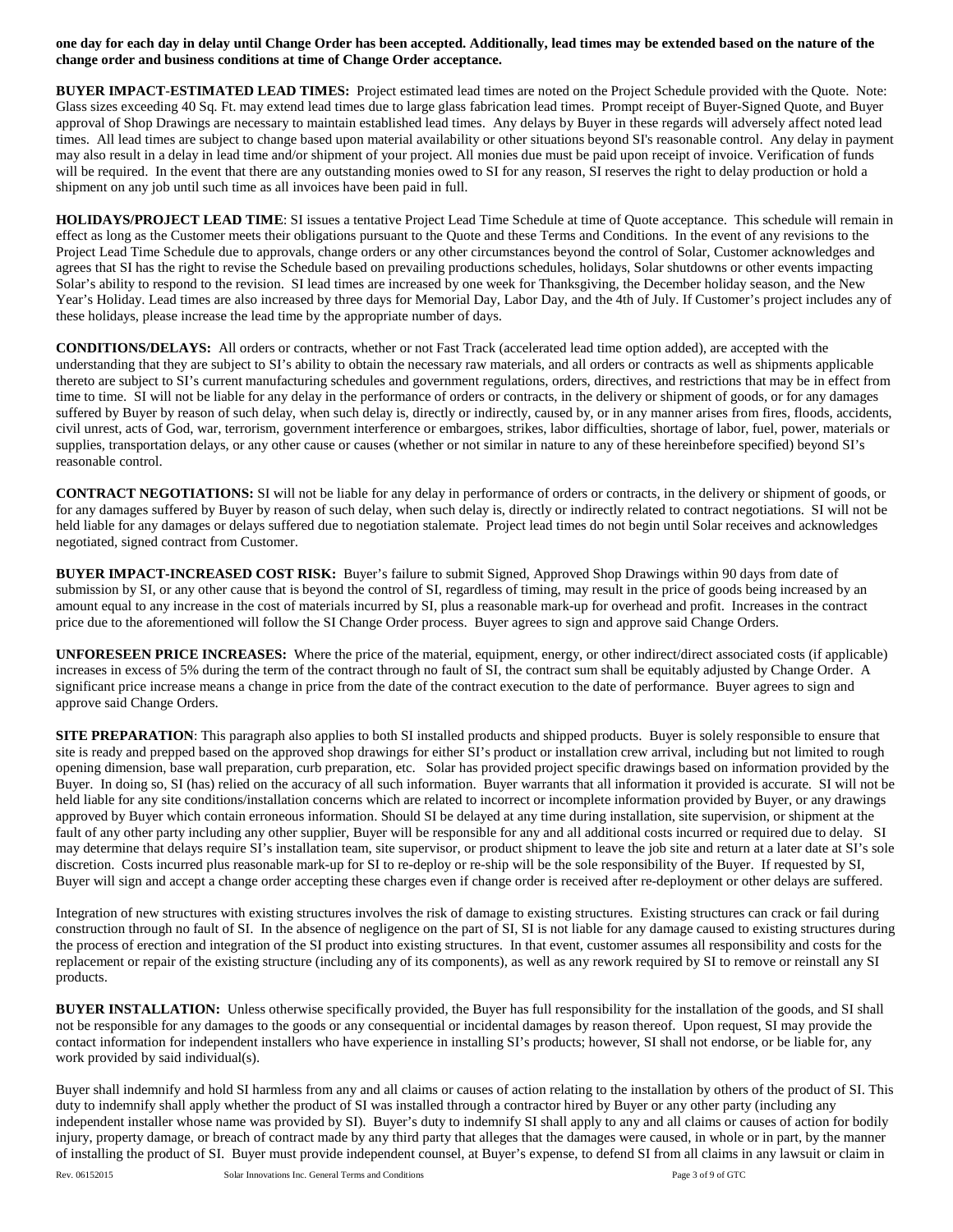**one day for each day in delay until Change Order has been accepted. Additionally, lead times may be extended based on the nature of the change order and business conditions at time of Change Order acceptance.**

**BUYER IMPACT-ESTIMATED LEAD TIMES:** Project estimated lead times are noted on the Project Schedule provided with the Quote. Note: Glass sizes exceeding 40 Sq. Ft. may extend lead times due to large glass fabrication lead times. Prompt receipt of Buyer-Signed Quote, and Buyer approval of Shop Drawings are necessary to maintain established lead times. Any delays by Buyer in these regards will adversely affect noted lead times. All lead times are subject to change based upon material availability or other situations beyond SI's reasonable control. Any delay in payment may also result in a delay in lead time and/or shipment of your project. All monies due must be paid upon receipt of invoice. Verification of funds will be required. In the event that there are any outstanding monies owed to SI for any reason, SI reserves the right to delay production or hold a shipment on any job until such time as all invoices have been paid in full.

**HOLIDAYS/PROJECT LEAD TIME**: SI issues a tentative Project Lead Time Schedule at time of Quote acceptance. This schedule will remain in effect as long as the Customer meets their obligations pursuant to the Quote and these Terms and Conditions. In the event of any revisions to the Project Lead Time Schedule due to approvals, change orders or any other circumstances beyond the control of Solar, Customer acknowledges and agrees that SI has the right to revise the Schedule based on prevailing productions schedules, holidays, Solar shutdowns or other events impacting Solar's ability to respond to the revision. SI lead times are increased by one week for Thanksgiving, the December holiday season, and the New Year's Holiday. Lead times are also increased by three days for Memorial Day, Labor Day, and the 4th of July. If Customer's project includes any of these holidays, please increase the lead time by the appropriate number of days.

**CONDITIONS/DELAYS:** All orders or contracts, whether or not Fast Track (accelerated lead time option added), are accepted with the understanding that they are subject to SI's ability to obtain the necessary raw materials, and all orders or contracts as well as shipments applicable thereto are subject to SI's current manufacturing schedules and government regulations, orders, directives, and restrictions that may be in effect from time to time. SI will not be liable for any delay in the performance of orders or contracts, in the delivery or shipment of goods, or for any damages suffered by Buyer by reason of such delay, when such delay is, directly or indirectly, caused by, or in any manner arises from fires, floods, accidents, civil unrest, acts of God, war, terrorism, government interference or embargoes, strikes, labor difficulties, shortage of labor, fuel, power, materials or supplies, transportation delays, or any other cause or causes (whether or not similar in nature to any of these hereinbefore specified) beyond SI's reasonable control.

**CONTRACT NEGOTIATIONS:** SI will not be liable for any delay in performance of orders or contracts, in the delivery or shipment of goods, or for any damages suffered by Buyer by reason of such delay, when such delay is, directly or indirectly related to contract negotiations. SI will not be held liable for any damages or delays suffered due to negotiation stalemate. Project lead times do not begin until Solar receives and acknowledges negotiated, signed contract from Customer.

**BUYER IMPACT-INCREASED COST RISK:** Buyer's failure to submit Signed, Approved Shop Drawings within 90 days from date of submission by SI, or any other cause that is beyond the control of SI, regardless of timing, may result in the price of goods being increased by an amount equal to any increase in the cost of materials incurred by SI, plus a reasonable mark-up for overhead and profit. Increases in the contract price due to the aforementioned will follow the SI Change Order process. Buyer agrees to sign and approve said Change Orders.

**UNFORESEEN PRICE INCREASES:** Where the price of the material, equipment, energy, or other indirect/direct associated costs (if applicable) increases in excess of 5% during the term of the contract through no fault of SI, the contract sum shall be equitably adjusted by Change Order. A significant price increase means a change in price from the date of the contract execution to the date of performance. Buyer agrees to sign and approve said Change Orders.

**SITE PREPARATION**: This paragraph also applies to both SI installed products and shipped products. Buyer is solely responsible to ensure that site is ready and prepped based on the approved shop drawings for either SI's product or installation crew arrival, including but not limited to rough opening dimension, base wall preparation, curb preparation, etc. Solar has provided project specific drawings based on information provided by the Buyer. In doing so, SI (has) relied on the accuracy of all such information. Buyer warrants that all information it provided is accurate. SI will not be held liable for any site conditions/installation concerns which are related to incorrect or incomplete information provided by Buyer, or any drawings approved by Buyer which contain erroneous information. Should SI be delayed at any time during installation, site supervision, or shipment at the fault of any other party including any other supplier, Buyer will be responsible for any and all additional costs incurred or required due to delay. SI may determine that delays require SI's installation team, site supervisor, or product shipment to leave the job site and return at a later date at SI's sole discretion. Costs incurred plus reasonable mark-up for SI to re-deploy or re-ship will be the sole responsibility of the Buyer. If requested by SI, Buyer will sign and accept a change order accepting these charges even if change order is received after re-deployment or other delays are suffered.

Integration of new structures with existing structures involves the risk of damage to existing structures. Existing structures can crack or fail during construction through no fault of SI. In the absence of negligence on the part of SI, SI is not liable for any damage caused to existing structures during the process of erection and integration of the SI product into existing structures. In that event, customer assumes all responsibility and costs for the replacement or repair of the existing structure (including any of its components), as well as any rework required by SI to remove or reinstall any SI products.

**BUYER INSTALLATION:** Unless otherwise specifically provided, the Buyer has full responsibility for the installation of the goods, and SI shall not be responsible for any damages to the goods or any consequential or incidental damages by reason thereof. Upon request, SI may provide the contact information for independent installers who have experience in installing SI's products; however, SI shall not endorse, or be liable for, any work provided by said individual(s).

Buyer shall indemnify and hold SI harmless from any and all claims or causes of action relating to the installation by others of the product of SI. This duty to indemnify shall apply whether the product of SI was installed through a contractor hired by Buyer or any other party (including any independent installer whose name was provided by SI). Buyer's duty to indemnify SI shall apply to any and all claims or causes of action for bodily injury, property damage, or breach of contract made by any third party that alleges that the damages were caused, in whole or in part, by the manner of installing the product of SI. Buyer must provide independent counsel, at Buyer's expense, to defend SI from all claims in any lawsuit or claim in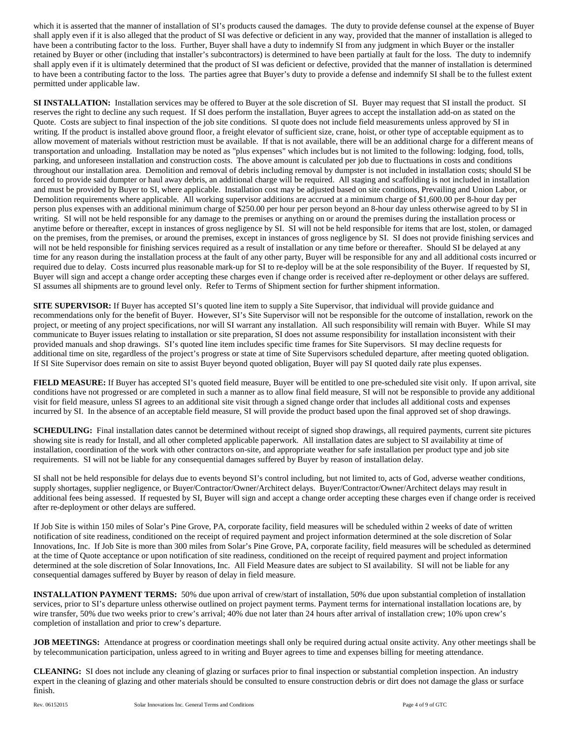which it is asserted that the manner of installation of SI's products caused the damages. The duty to provide defense counsel at the expense of Buyer shall apply even if it is also alleged that the product of SI was defective or deficient in any way, provided that the manner of installation is alleged to have been a contributing factor to the loss. Further, Buyer shall have a duty to indemnify SI from any judgment in which Buyer or the installer retained by Buyer or other (including that installer's subcontractors) is determined to have been partially at fault for the loss. The duty to indemnify shall apply even if it is ultimately determined that the product of SI was deficient or defective, provided that the manner of installation is determined to have been a contributing factor to the loss. The parties agree that Buyer's duty to provide a defense and indemnify SI shall be to the fullest extent permitted under applicable law.

**SI INSTALLATION:** Installation services may be offered to Buyer at the sole discretion of SI. Buyer may request that SI install the product. SI reserves the right to decline any such request. If SI does perform the installation, Buyer agrees to accept the installation add-on as stated on the Quote. Costs are subject to final inspection of the job site conditions. SI quote does not include field measurements unless approved by SI in writing. If the product is installed above ground floor, a freight elevator of sufficient size, crane, hoist, or other type of acceptable equipment as to allow movement of materials without restriction must be available. If that is not available, there will be an additional charge for a different means of transportation and unloading. Installation may be noted as "plus expenses" which includes but is not limited to the following: lodging, food, tolls, parking, and unforeseen installation and construction costs. The above amount is calculated per job due to fluctuations in costs and conditions throughout our installation area. Demolition and removal of debris including removal by dumpster is not included in installation costs; should SI be forced to provide said dumpter or haul away debris, an additional charge will be required. All staging and scaffolding is not included in installation and must be provided by Buyer to SI, where applicable. Installation cost may be adjusted based on site conditions, Prevailing and Union Labor, or Demolition requirements where applicable. All working supervisor additions are accrued at a minimum charge of $1,600.00 per 8-hour day per person plus expenses with an additional minimum charge of $250.00 per hour per person beyond an 8-hour day unless otherwise agreed to by SI in writing. SI will not be held responsible for any damage to the premises or anything on or around the premises during the installation process or anytime before or thereafter, except in instances of gross negligence by SI. SI will not be held responsible for items that are lost, stolen, or damaged on the premises, from the premises, or around the premises, except in instances of gross negligence by SI. SI does not provide finishing services and will not be held responsible for finishing services required as a result of installation or any time before or thereafter. Should SI be delayed at any time for any reason during the installation process at the fault of any other party, Buyer will be responsible for any and all additional costs incurred or required due to delay. Costs incurred plus reasonable mark-up for SI to re-deploy will be at the sole responsibility of the Buyer. If requested by SI, Buyer will sign and accept a change order accepting these charges even if change order is received after re-deployment or other delays are suffered. SI assumes all shipments are to ground level only. Refer to Terms of Shipment section for further shipment information.

**SITE SUPERVISOR:** If Buyer has accepted SI's quoted line item to supply a Site Supervisor, that individual will provide guidance and recommendations only for the benefit of Buyer. However, SI's Site Supervisor will not be responsible for the outcome of installation, rework on the project, or meeting of any project specifications, nor will SI warrant any installation. All such responsibility will remain with Buyer. While SI may communicate to Buyer issues relating to installation or site preparation, SI does not assume responsibility for installation inconsistent with their provided manuals and shop drawings. SI's quoted line item includes specific time frames for Site Supervisors. SI may decline requests for additional time on site, regardless of the project's progress or state at time of Site Supervisors scheduled departure, after meeting quoted obligation. If SI Site Supervisor does remain on site to assist Buyer beyond quoted obligation, Buyer will pay SI quoted daily rate plus expenses.

**FIELD MEASURE:** If Buyer has accepted SI's quoted field measure, Buyer will be entitled to one pre-scheduled site visit only. If upon arrival, site conditions have not progressed or are completed in such a manner as to allow final field measure, SI will not be responsible to provide any additional visit for field measure, unless SI agrees to an additional site visit through a signed change order that includes all additional costs and expenses incurred by SI. In the absence of an acceptable field measure, SI will provide the product based upon the final approved set of shop drawings.

**SCHEDULING:** Final installation dates cannot be determined without receipt of signed shop drawings, all required payments, current site pictures showing site is ready for Install, and all other completed applicable paperwork. All installation dates are subject to SI availability at time of installation, coordination of the work with other contractors on-site, and appropriate weather for safe installation per product type and job site requirements. SI will not be liable for any consequential damages suffered by Buyer by reason of installation delay.

SI shall not be held responsible for delays due to events beyond SI's control including, but not limited to, acts of God, adverse weather conditions, supply shortages, supplier negligence, or Buyer/Contractor/Owner/Architect delays. Buyer/Contractor/Owner/Architect delays may result in additional fees being assessed. If requested by SI, Buyer will sign and accept a change order accepting these charges even if change order is received after re-deployment or other delays are suffered.

If Job Site is within 150 miles of Solar's Pine Grove, PA, corporate facility, field measures will be scheduled within 2 weeks of date of written notification of site readiness, conditioned on the receipt of required payment and project information determined at the sole discretion of Solar Innovations, Inc. If Job Site is more than 300 miles from Solar's Pine Grove, PA, corporate facility, field measures will be scheduled as determined at the time of Quote acceptance or upon notification of site readiness, conditioned on the receipt of required payment and project information determined at the sole discretion of Solar Innovations, Inc. All Field Measure dates are subject to SI availability. SI will not be liable for any consequential damages suffered by Buyer by reason of delay in field measure.

**INSTALLATION PAYMENT TERMS:** 50% due upon arrival of crew/start of installation, 50% due upon substantial completion of installation services, prior to SI's departure unless otherwise outlined on project payment terms. Payment terms for international installation locations are, by wire transfer, 50% due two weeks prior to crew's arrival; 40% due not later than 24 hours after arrival of installation crew; 10% upon crew's completion of installation and prior to crew's departure.

**JOB MEETINGS:** Attendance at progress or coordination meetings shall only be required during actual onsite activity. Any other meetings shall be by telecommunication participation, unless agreed to in writing and Buyer agrees to time and expenses billing for meeting attendance.

**CLEANING:** SI does not include any cleaning of glazing or surfaces prior to final inspection or substantial completion inspection. An industry expert in the cleaning of glazing and other materials should be consulted to ensure construction debris or dirt does not damage the glass or surface finish.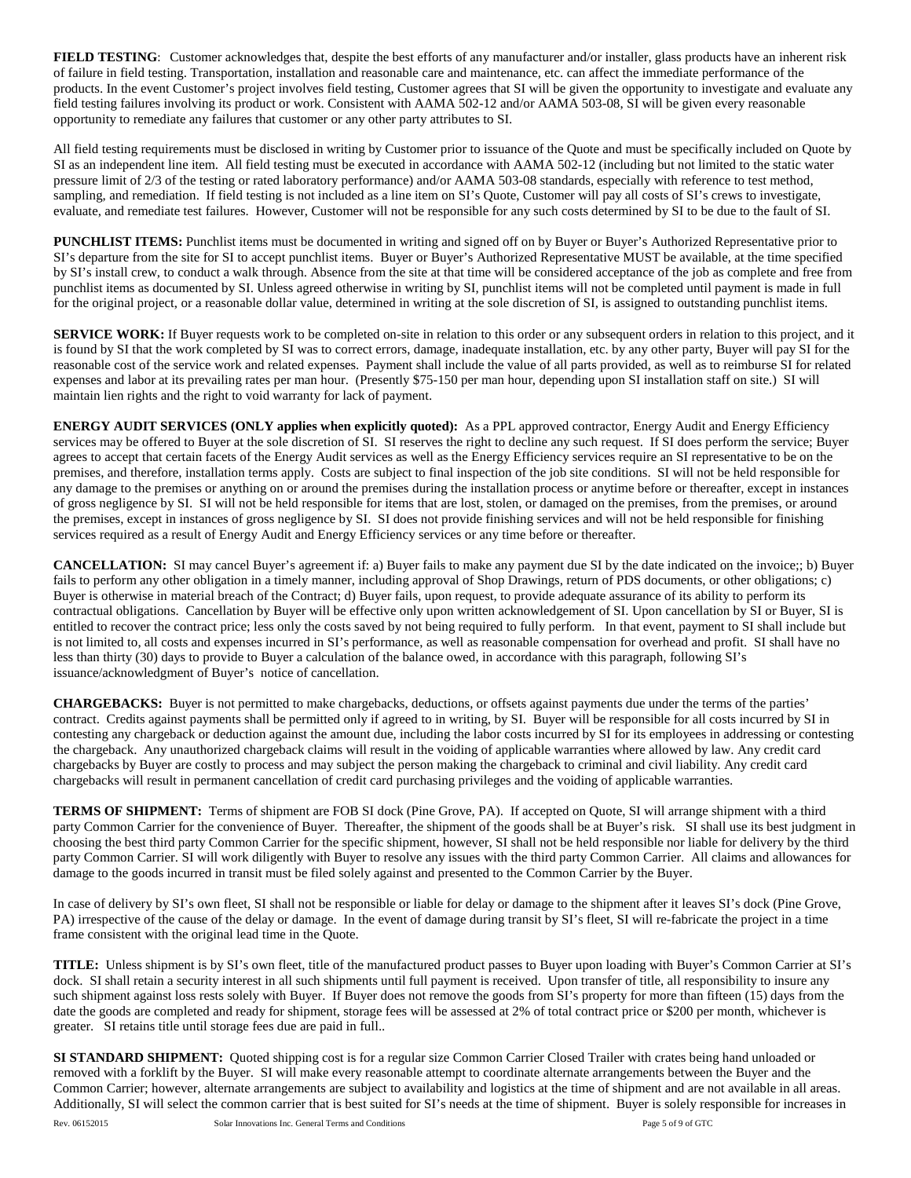**FIELD TESTING**: Customer acknowledges that, despite the best efforts of any manufacturer and/or installer, glass products have an inherent risk of failure in field testing. Transportation, installation and reasonable care and maintenance, etc. can affect the immediate performance of the products. In the event Customer's project involves field testing, Customer agrees that SI will be given the opportunity to investigate and evaluate any field testing failures involving its product or work. Consistent with AAMA 502-12 and/or AAMA 503-08, SI will be given every reasonable opportunity to remediate any failures that customer or any other party attributes to SI.

All field testing requirements must be disclosed in writing by Customer prior to issuance of the Quote and must be specifically included on Quote by SI as an independent line item. All field testing must be executed in accordance with AAMA 502-12 (including but not limited to the static water pressure limit of 2/3 of the testing or rated laboratory performance) and/or AAMA 503-08 standards, especially with reference to test method, sampling, and remediation. If field testing is not included as a line item on SI's Quote, Customer will pay all costs of SI's crews to investigate, evaluate, and remediate test failures. However, Customer will not be responsible for any such costs determined by SI to be due to the fault of SI.

**PUNCHLIST ITEMS:** Punchlist items must be documented in writing and signed off on by Buyer or Buyer's Authorized Representative prior to SI's departure from the site for SI to accept punchlist items. Buyer or Buyer's Authorized Representative MUST be available, at the time specified by SI's install crew, to conduct a walk through. Absence from the site at that time will be considered acceptance of the job as complete and free from punchlist items as documented by SI. Unless agreed otherwise in writing by SI, punchlist items will not be completed until payment is made in full for the original project, or a reasonable dollar value, determined in writing at the sole discretion of SI, is assigned to outstanding punchlist items.

**SERVICE WORK:** If Buyer requests work to be completed on-site in relation to this order or any subsequent orders in relation to this project, and it is found by SI that the work completed by SI was to correct errors, damage, inadequate installation, etc. by any other party, Buyer will pay SI for the reasonable cost of the service work and related expenses. Payment shall include the value of all parts provided, as well as to reimburse SI for related expenses and labor at its prevailing rates per man hour. (Presently $75-150 per man hour, depending upon SI installation staff on site.) SI will maintain lien rights and the right to void warranty for lack of payment.

**ENERGY AUDIT SERVICES (ONLY applies when explicitly quoted):** As a PPL approved contractor, Energy Audit and Energy Efficiency services may be offered to Buyer at the sole discretion of SI. SI reserves the right to decline any such request. If SI does perform the service; Buyer agrees to accept that certain facets of the Energy Audit services as well as the Energy Efficiency services require an SI representative to be on the premises, and therefore, installation terms apply. Costs are subject to final inspection of the job site conditions. SI will not be held responsible for any damage to the premises or anything on or around the premises during the installation process or anytime before or thereafter, except in instances of gross negligence by SI. SI will not be held responsible for items that are lost, stolen, or damaged on the premises, from the premises, or around the premises, except in instances of gross negligence by SI. SI does not provide finishing services and will not be held responsible for finishing services required as a result of Energy Audit and Energy Efficiency services or any time before or thereafter.

**CANCELLATION:** SI may cancel Buyer's agreement if: a) Buyer fails to make any payment due SI by the date indicated on the invoice;; b) Buyer fails to perform any other obligation in a timely manner, including approval of Shop Drawings, return of PDS documents, or other obligations; c) Buyer is otherwise in material breach of the Contract; d) Buyer fails, upon request, to provide adequate assurance of its ability to perform its contractual obligations. Cancellation by Buyer will be effective only upon written acknowledgement of SI. Upon cancellation by SI or Buyer, SI is entitled to recover the contract price; less only the costs saved by not being required to fully perform. In that event, payment to SI shall include but is not limited to, all costs and expenses incurred in SI's performance, as well as reasonable compensation for overhead and profit. SI shall have no less than thirty (30) days to provide to Buyer a calculation of the balance owed, in accordance with this paragraph, following SI's issuance/acknowledgment of Buyer's notice of cancellation.

**CHARGEBACKS:** Buyer is not permitted to make chargebacks, deductions, or offsets against payments due under the terms of the parties' contract. Credits against payments shall be permitted only if agreed to in writing, by SI. Buyer will be responsible for all costs incurred by SI in contesting any chargeback or deduction against the amount due, including the labor costs incurred by SI for its employees in addressing or contesting the chargeback. Any unauthorized chargeback claims will result in the voiding of applicable warranties where allowed by law. Any credit card chargebacks by Buyer are costly to process and may subject the person making the chargeback to criminal and civil liability. Any credit card chargebacks will result in permanent cancellation of credit card purchasing privileges and the voiding of applicable warranties.

**TERMS OF SHIPMENT:** Terms of shipment are FOB SI dock (Pine Grove, PA). If accepted on Quote, SI will arrange shipment with a third party Common Carrier for the convenience of Buyer. Thereafter, the shipment of the goods shall be at Buyer's risk. SI shall use its best judgment in choosing the best third party Common Carrier for the specific shipment, however, SI shall not be held responsible nor liable for delivery by the third party Common Carrier. SI will work diligently with Buyer to resolve any issues with the third party Common Carrier. All claims and allowances for damage to the goods incurred in transit must be filed solely against and presented to the Common Carrier by the Buyer.

In case of delivery by SI's own fleet, SI shall not be responsible or liable for delay or damage to the shipment after it leaves SI's dock (Pine Grove, PA) irrespective of the cause of the delay or damage. In the event of damage during transit by SI's fleet, SI will re-fabricate the project in a time frame consistent with the original lead time in the Quote.

**TITLE:** Unless shipment is by SI's own fleet, title of the manufactured product passes to Buyer upon loading with Buyer's Common Carrier at SI's dock. SI shall retain a security interest in all such shipments until full payment is received. Upon transfer of title, all responsibility to insure any such shipment against loss rests solely with Buyer. If Buyer does not remove the goods from SI's property for more than fifteen (15) days from the date the goods are completed and ready for shipment, storage fees will be assessed at 2% of total contract price or $200 per month, whichever is greater. SI retains title until storage fees due are paid in full..

**SI STANDARD SHIPMENT:** Quoted shipping cost is for a regular size Common Carrier Closed Trailer with crates being hand unloaded or removed with a forklift by the Buyer. SI will make every reasonable attempt to coordinate alternate arrangements between the Buyer and the Common Carrier; however, alternate arrangements are subject to availability and logistics at the time of shipment and are not available in all areas. Additionally, SI will select the common carrier that is best suited for SI's needs at the time of shipment. Buyer is solely responsible for increases in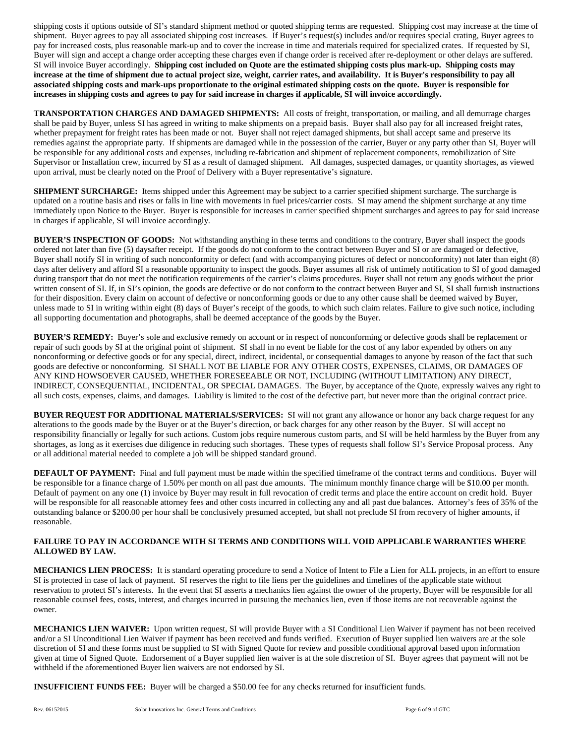shipping costs if options outside of SI's standard shipment method or quoted shipping terms are requested. Shipping cost may increase at the time of shipment. Buyer agrees to pay all associated shipping cost increases. If Buyer's request(s) includes and/or requires special crating, Buyer agrees to pay for increased costs, plus reasonable mark-up and to cover the increase in time and materials required for specialized crates. If requested by SI, Buyer will sign and accept a change order accepting these charges even if change order is received after re-deployment or other delays are suffered. SI will invoice Buyer accordingly. **Shipping cost included on Quote are the estimated shipping costs plus mark-up. Shipping costs may increase at the time of shipment due to actual project size, weight, carrier rates, and availability. It is Buyer's responsibility to pay all associated shipping costs and mark-ups proportionate to the original estimated shipping costs on the quote. Buyer is responsible for increases in shipping costs and agrees to pay for said increase in charges if applicable, SI will invoice accordingly.**

**TRANSPORTATION CHARGES AND DAMAGED SHIPMENTS:** All costs of freight, transportation, or mailing, and all demurrage charges shall be paid by Buyer, unless SI has agreed in writing to make shipments on a prepaid basis. Buyer shall also pay for all increased freight rates, whether prepayment for freight rates has been made or not. Buyer shall not reject damaged shipments, but shall accept same and preserve its remedies against the appropriate party. If shipments are damaged while in the possession of the carrier, Buyer or any party other than SI, Buyer will be responsible for any additional costs and expenses, including re-fabrication and shipment of replacement components, remobilization of Site Supervisor or Installation crew, incurred by SI as a result of damaged shipment. All damages, suspected damages, or quantity shortages, as viewed upon arrival, must be clearly noted on the Proof of Delivery with a Buyer representative's signature.

**SHIPMENT SURCHARGE:** Items shipped under this Agreement may be subject to a carrier specified shipment surcharge. The surcharge is updated on a routine basis and rises or falls in line with movements in fuel prices/carrier costs. SI may amend the shipment surcharge at any time immediately upon Notice to the Buyer. Buyer is responsible for increases in carrier specified shipment surcharges and agrees to pay for said increase in charges if applicable, SI will invoice accordingly.

**BUYER'S INSPECTION OF GOODS:** Not withstanding anything in these terms and conditions to the contrary, Buyer shall inspect the goods ordered not later than five (5) daysafter receipt. If the goods do not conform to the contract between Buyer and SI or are damaged or defective, Buyer shall notify SI in writing of such nonconformity or defect (and with accompanying pictures of defect or nonconformity) not later than eight (8) days after delivery and afford SI a reasonable opportunity to inspect the goods. Buyer assumes all risk of untimely notification to SI of good damaged during transport that do not meet the notification requirements of the carrier's claims procedures. Buyer shall not return any goods without the prior written consent of SI. If, in SI's opinion, the goods are defective or do not conform to the contract between Buyer and SI, SI shall furnish instructions for their disposition. Every claim on account of defective or nonconforming goods or due to any other cause shall be deemed waived by Buyer, unless made to SI in writing within eight (8) days of Buyer's receipt of the goods, to which such claim relates. Failure to give such notice, including all supporting documentation and photographs, shall be deemed acceptance of the goods by the Buyer.

**BUYER'S REMEDY:** Buyer's sole and exclusive remedy on account or in respect of nonconforming or defective goods shall be replacement or repair of such goods by SI at the original point of shipment. SI shall in no event be liable for the cost of any labor expended by others on any nonconforming or defective goods or for any special, direct, indirect, incidental, or consequential damages to anyone by reason of the fact that such goods are defective or nonconforming. SI SHALL NOT BE LIABLE FOR ANY OTHER COSTS, EXPENSES, CLAIMS, OR DAMAGES OF ANY KIND HOWSOEVER CAUSED, WHETHER FORESEEABLE OR NOT, INCLUDING (WITHOUT LIMITATION) ANY DIRECT, INDIRECT, CONSEQUENTIAL, INCIDENTAL, OR SPECIAL DAMAGES. The Buyer, by acceptance of the Quote, expressly waives any right to all such costs, expenses, claims, and damages. Liability is limited to the cost of the defective part, but never more than the original contract price.

**BUYER REQUEST FOR ADDITIONAL MATERIALS/SERVICES:** SI will not grant any allowance or honor any back charge request for any alterations to the goods made by the Buyer or at the Buyer's direction, or back charges for any other reason by the Buyer. SI will accept no responsibility financially or legally for such actions. Custom jobs require numerous custom parts, and SI will be held harmless by the Buyer from any shortages, as long as it exercises due diligence in reducing such shortages. These types of requests shall follow SI's Service Proposal process. Any or all additional material needed to complete a job will be shipped standard ground.

**DEFAULT OF PAYMENT:** Final and full payment must be made within the specified timeframe of the contract terms and conditions. Buyer will be responsible for a finance charge of 1.50% per month on all past due amounts. The minimum monthly finance charge will be $10.00 per month. Default of payment on any one (1) invoice by Buyer may result in full revocation of credit terms and place the entire account on credit hold. Buyer will be responsible for all reasonable attorney fees and other costs incurred in collecting any and all past due balances. Attorney's fees of 35% of the outstanding balance or $200.00 per hour shall be conclusively presumed accepted, but shall not preclude SI from recovery of higher amounts, if reasonable.

**FAILURE TO PAY IN ACCORDANCE WITH SI TERMS AND CONDITIONS WILL VOID APPLICABLE WARRANTIES WHERE ALLOWED BY LAW.**

**MECHANICS LIEN PROCESS:** It is standard operating procedure to send a Notice of Intent to File a Lien for ALL projects, in an effort to ensure SI is protected in case of lack of payment. SI reserves the right to file liens per the guidelines and timelines of the applicable state without reservation to protect SI's interests. In the event that SI asserts a mechanics lien against the owner of the property, Buyer will be responsible for all reasonable counsel fees, costs, interest, and charges incurred in pursuing the mechanics lien, even if those items are not recoverable against the owner.

**MECHANICS LIEN WAIVER:** Upon written request, SI will provide Buyer with a SI Conditional Lien Waiver if payment has not been received and/or a SI Unconditional Lien Waiver if payment has been received and funds verified. Execution of Buyer supplied lien waivers are at the sole discretion of SI and these forms must be supplied to SI with Signed Quote for review and possible conditional approval based upon information given at time of Signed Quote. Endorsement of a Buyer supplied lien waiver is at the sole discretion of SI. Buyer agrees that payment will not be withheld if the aforementioned Buyer lien waivers are not endorsed by SI.

**INSUFFICIENT FUNDS FEE:** Buyer will be charged a $50.00 fee for any checks returned for insufficient funds.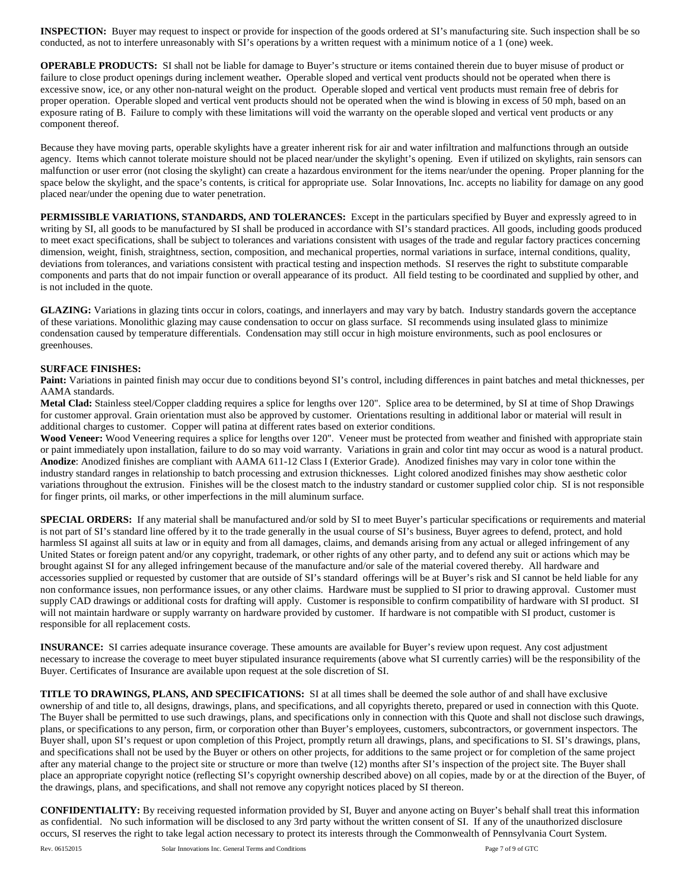**INSPECTION:** Buyer may request to inspect or provide for inspection of the goods ordered at SI's manufacturing site. Such inspection shall be so conducted, as not to interfere unreasonably with SI's operations by a written request with a minimum notice of a 1 (one) week.

**OPERABLE PRODUCTS:** SI shall not be liable for damage to Buyer's structure or items contained therein due to buyer misuse of product or failure to close product openings during inclement weather**.** Operable sloped and vertical vent products should not be operated when there is excessive snow, ice, or any other non-natural weight on the product. Operable sloped and vertical vent products must remain free of debris for proper operation. Operable sloped and vertical vent products should not be operated when the wind is blowing in excess of 50 mph, based on an exposure rating of B. Failure to comply with these limitations will void the warranty on the operable sloped and vertical vent products or any component thereof.

Because they have moving parts, operable skylights have a greater inherent risk for air and water infiltration and malfunctions through an outside agency. Items which cannot tolerate moisture should not be placed near/under the skylight's opening. Even if utilized on skylights, rain sensors can malfunction or user error (not closing the skylight) can create a hazardous environment for the items near/under the opening. Proper planning for the space below the skylight, and the space's contents, is critical for appropriate use. Solar Innovations, Inc. accepts no liability for damage on any good placed near/under the opening due to water penetration.

**PERMISSIBLE VARIATIONS, STANDARDS, AND TOLERANCES:** Except in the particulars specified by Buyer and expressly agreed to in writing by SI, all goods to be manufactured by SI shall be produced in accordance with SI's standard practices. All goods, including goods produced to meet exact specifications, shall be subject to tolerances and variations consistent with usages of the trade and regular factory practices concerning dimension, weight, finish, straightness, section, composition, and mechanical properties, normal variations in surface, internal conditions, quality, deviations from tolerances, and variations consistent with practical testing and inspection methods. SI reserves the right to substitute comparable components and parts that do not impair function or overall appearance of its product. All field testing to be coordinated and supplied by other, and is not included in the quote.

**GLAZING:** Variations in glazing tints occur in colors, coatings, and innerlayers and may vary by batch. Industry standards govern the acceptance of these variations. Monolithic glazing may cause condensation to occur on glass surface. SI recommends using insulated glass to minimize condensation caused by temperature differentials. Condensation may still occur in high moisture environments, such as pool enclosures or greenhouses.

**SURFACE FINISHES:**

**Paint:** Variations in painted finish may occur due to conditions beyond SI's control, including differences in paint batches and metal thicknesses, per AAMA standards.

**Metal Clad:** Stainless steel/Copper cladding requires a splice for lengths over 120". Splice area to be determined, by SI at time of Shop Drawings for customer approval. Grain orientation must also be approved by customer. Orientations resulting in additional labor or material will result in additional charges to customer. Copper will patina at different rates based on exterior conditions.

**Wood Veneer:** Wood Veneering requires a splice for lengths over 120". Veneer must be protected from weather and finished with appropriate stain or paint immediately upon installation, failure to do so may void warranty. Variations in grain and color tint may occur as wood is a natural product.

**Anodize**: Anodized finishes are compliant with AAMA 611-12 Class I (Exterior Grade). Anodized finishes may vary in color tone within the industry standard ranges in relationship to batch processing and extrusion thicknesses. Light colored anodized finishes may show aesthetic color variations throughout the extrusion. Finishes will be the closest match to the industry standard or customer supplied color chip. SI is not responsible for finger prints, oil marks, or other imperfections in the mill aluminum surface.

**SPECIAL ORDERS:** If any material shall be manufactured and/or sold by SI to meet Buyer's particular specifications or requirements and material is not part of SI's standard line offered by it to the trade generally in the usual course of SI's business, Buyer agrees to defend, protect, and hold harmless SI against all suits at law or in equity and from all damages, claims, and demands arising from any actual or alleged infringement of any United States or foreign patent and/or any copyright, trademark, or other rights of any other party, and to defend any suit or actions which may be brought against SI for any alleged infringement because of the manufacture and/or sale of the material covered thereby. All hardware and accessories supplied or requested by customer that are outside of SI's standard offerings will be at Buyer's risk and SI cannot be held liable for any non conformance issues, non performance issues, or any other claims. Hardware must be supplied to SI prior to drawing approval. Customer must supply CAD drawings or additional costs for drafting will apply. Customer is responsible to confirm compatibility of hardware with SI product. SI will not maintain hardware or supply warranty on hardware provided by customer. If hardware is not compatible with SI product, customer is responsible for all replacement costs.

**INSURANCE:** SI carries adequate insurance coverage. These amounts are available for Buyer's review upon request. Any cost adjustment necessary to increase the coverage to meet buyer stipulated insurance requirements (above what SI currently carries) will be the responsibility of the Buyer. Certificates of Insurance are available upon request at the sole discretion of SI.

**TITLE TO DRAWINGS, PLANS, AND SPECIFICATIONS:** SI at all times shall be deemed the sole author of and shall have exclusive ownership of and title to, all designs, drawings, plans, and specifications, and all copyrights thereto, prepared or used in connection with this Quote. The Buyer shall be permitted to use such drawings, plans, and specifications only in connection with this Quote and shall not disclose such drawings, plans, or specifications to any person, firm, or corporation other than Buyer's employees, customers, subcontractors, or government inspectors. The Buyer shall, upon SI's request or upon completion of this Project, promptly return all drawings, plans, and specifications to SI. SI's drawings, plans, and specifications shall not be used by the Buyer or others on other projects, for additions to the same project or for completion of the same project after any material change to the project site or structure or more than twelve (12) months after SI's inspection of the project site. The Buyer shall place an appropriate copyright notice (reflecting SI's copyright ownership described above) on all copies, made by or at the direction of the Buyer, of the drawings, plans, and specifications, and shall not remove any copyright notices placed by SI thereon.

**CONFIDENTIALITY:** By receiving requested information provided by SI, Buyer and anyone acting on Buyer's behalf shall treat this information as confidential. No such information will be disclosed to any 3rd party without the written consent of SI. If any of the unauthorized disclosure occurs, SI reserves the right to take legal action necessary to protect its interests through the Commonwealth of Pennsylvania Court System.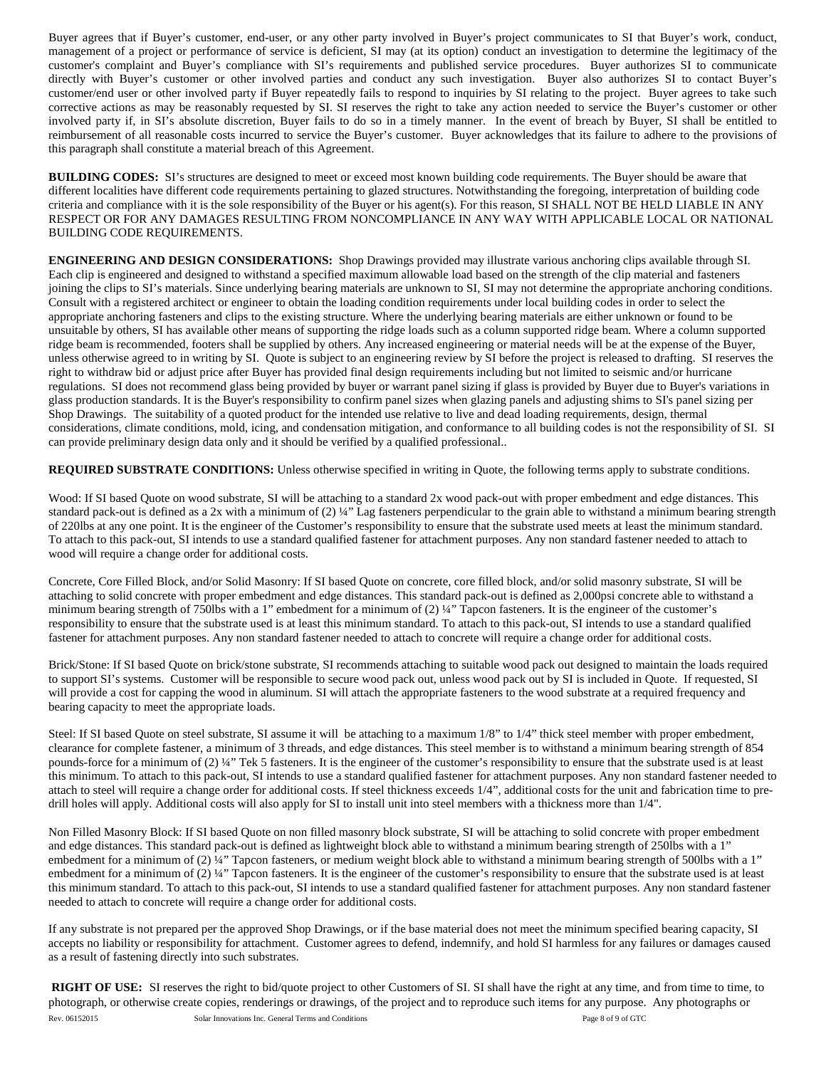Buyer agrees that if Buyer's customer, end-user, or any other party involved in Buyer's project communicates to SI that Buyer's work, conduct, management of a project or performance of service is deficient, SI may (at its option) conduct an investigation to determine the legitimacy of the customer's complaint and Buyer's compliance with SI's requirements and published service procedures. Buyer authorizes SI to communicate directly with Buyer's customer or other involved parties and conduct any such investigation. Buyer also authorizes SI to contact Buyer's customer/end user or other involved party if Buyer repeatedly fails to respond to inquiries by SI relating to the project. Buyer agrees to take such corrective actions as may be reasonably requested by SI. SI reserves the right to take any action needed to service the Buyer's customer or other involved party if, in SI's absolute discretion, Buyer fails to do so in a timely manner. In the event of breach by Buyer, SI shall be entitled to reimbursement of all reasonable costs incurred to service the Buyer's customer. Buyer acknowledges that its failure to adhere to the provisions of this paragraph shall constitute a material breach of this Agreement.

**BUILDING CODES:** SI's structures are designed to meet or exceed most known building code requirements. The Buyer should be aware that different localities have different code requirements pertaining to glazed structures. Notwithstanding the foregoing, interpretation of building code criteria and compliance with it is the sole responsibility of the Buyer or his agent(s). For this reason, SI SHALL NOT BE HELD LIABLE IN ANY RESPECT OR FOR ANY DAMAGES RESULTING FROM NONCOMPLIANCE IN ANY WAY WITH APPLICABLE LOCAL OR NATIONAL BUILDING CODE REQUIREMENTS.

**ENGINEERING AND DESIGN CONSIDERATIONS:** Shop Drawings provided may illustrate various anchoring clips available through SI. Each clip is engineered and designed to withstand a specified maximum allowable load based on the strength of the clip material and fasteners joining the clips to SI's materials. Since underlying bearing materials are unknown to SI, SI may not determine the appropriate anchoring conditions. Consult with a registered architect or engineer to obtain the loading condition requirements under local building codes in order to select the appropriate anchoring fasteners and clips to the existing structure. Where the underlying bearing materials are either unknown or found to be unsuitable by others, SI has available other means of supporting the ridge loads such as a column supported ridge beam. Where a column supported ridge beam is recommended, footers shall be supplied by others. Any increased engineering or material needs will be at the expense of the Buyer, unless otherwise agreed to in writing by SI. Quote is subject to an engineering review by SI before the project is released to drafting. SI reserves the right to withdraw bid or adjust price after Buyer has provided final design requirements including but not limited to seismic and/or hurricane regulations. SI does not recommend glass being provided by buyer or warrant panel sizing if glass is provided by Buyer due to Buyer's variations in glass production standards. It is the Buyer's responsibility to confirm panel sizes when glazing panels and adjusting shims to SI's panel sizing per Shop Drawings. The suitability of a quoted product for the intended use relative to live and dead loading requirements, design, thermal considerations, climate conditions, mold, icing, and condensation mitigation, and conformance to all building codes is not the responsibility of SI. SI can provide preliminary design data only and it should be verified by a qualified professional..

**REQUIRED SUBSTRATE CONDITIONS:** Unless otherwise specified in writing in Quote, the following terms apply to substrate conditions.

Wood: If SI based Quote on wood substrate, SI will be attaching to a standard 2x wood pack-out with proper embedment and edge distances. This standard pack-out is defined as a 2x with a minimum of (2) ¼" Lag fasteners perpendicular to the grain able to withstand a minimum bearing strength of 220lbs at any one point. It is the engineer of the Customer's responsibility to ensure that the substrate used meets at least the minimum standard. To attach to this pack-out, SI intends to use a standard qualified fastener for attachment purposes. Any non standard fastener needed to attach to wood will require a change order for additional costs.

Concrete, Core Filled Block, and/or Solid Masonry: If SI based Quote on concrete, core filled block, and/or solid masonry substrate, SI will be attaching to solid concrete with proper embedment and edge distances. This standard pack-out is defined as 2,000psi concrete able to withstand a minimum bearing strength of 750lbs with a 1" embedment for a minimum of (2) ¼" Tapcon fasteners. It is the engineer of the customer's responsibility to ensure that the substrate used is at least this minimum standard. To attach to this pack-out, SI intends to use a standard qualified fastener for attachment purposes. Any non standard fastener needed to attach to concrete will require a change order for additional costs.

Brick/Stone: If SI based Quote on brick/stone substrate, SI recommends attaching to suitable wood pack out designed to maintain the loads required to support SI's systems. Customer will be responsible to secure wood pack out, unless wood pack out by SI is included in Quote. If requested, SI will provide a cost for capping the wood in aluminum. SI will attach the appropriate fasteners to the wood substrate at a required frequency and bearing capacity to meet the appropriate loads.

Steel: If SI based Quote on steel substrate, SI assume it will be attaching to a maximum 1/8" to 1/4" thick steel member with proper embedment, clearance for complete fastener, a minimum of 3 threads, and edge distances. This steel member is to withstand a minimum bearing strength of 854 pounds-force for a minimum of (2) ¼" Tek 5 fasteners. It is the engineer of the customer's responsibility to ensure that the substrate used is at least this minimum. To attach to this pack-out, SI intends to use a standard qualified fastener for attachment purposes. Any non standard fastener needed to attach to steel will require a change order for additional costs. If steel thickness exceeds 1/4", additional costs for the unit and fabrication time to pre-drill holes will apply. Additional costs will also apply for SI to install unit into steel members with a thickness more than 1/4".

Non Filled Masonry Block: If SI based Quote on non filled masonry block substrate, SI will be attaching to solid concrete with proper embedment and edge distances. This standard pack-out is defined as lightweight block able to withstand a minimum bearing strength of 250lbs with a 1" embedment for a minimum of (2) ¼" Tapcon fasteners, or medium weight block able to withstand a minimum bearing strength of 500lbs with a 1" embedment for a minimum of (2) ¼" Tapcon fasteners. It is the engineer of the customer's responsibility to ensure that the substrate used is at least this minimum standard. To attach to this pack-out, SI intends to use a standard qualified fastener for attachment purposes. Any non standard fastener needed to attach to concrete will require a change order for additional costs.

If any substrate is not prepared per the approved Shop Drawings, or if the base material does not meet the minimum specified bearing capacity, SI accepts no liability or responsibility for attachment. Customer agrees to defend, indemnify, and hold SI harmless for any failures or damages caused as a result of fastening directly into such substrates.

**RIGHT OF USE:** SI reserves the right to bid/quote project to other Customers of SI. SI shall have the right at any time, and from time to time, to photograph, or otherwise create copies, renderings or drawings, of the project and to reproduce such items for any purpose. Any photographs or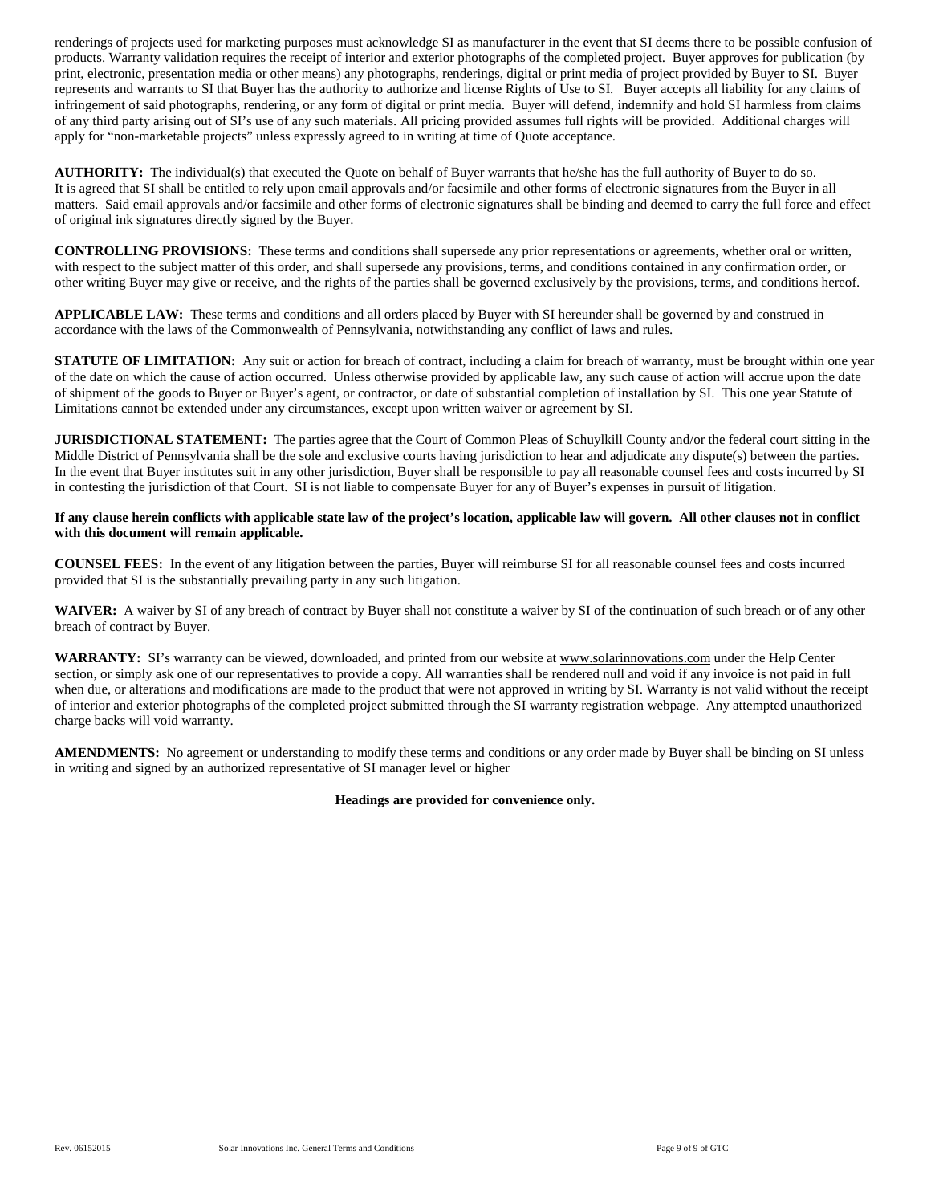renderings of projects used for marketing purposes must acknowledge SI as manufacturer in the event that SI deems there to be possible confusion of products. Warranty validation requires the receipt of interior and exterior photographs of the completed project. Buyer approves for publication (by print, electronic, presentation media or other means) any photographs, renderings, digital or print media of project provided by Buyer to SI. Buyer represents and warrants to SI that Buyer has the authority to authorize and license Rights of Use to SI. Buyer accepts all liability for any claims of infringement of said photographs, rendering, or any form of digital or print media. Buyer will defend, indemnify and hold SI harmless from claims of any third party arising out of SI's use of any such materials. All pricing provided assumes full rights will be provided. Additional charges will apply for "non-marketable projects" unless expressly agreed to in writing at time of Quote acceptance.

**AUTHORITY:** The individual(s) that executed the Quote on behalf of Buyer warrants that he/she has the full authority of Buyer to do so. It is agreed that SI shall be entitled to rely upon email approvals and/or facsimile and other forms of electronic signatures from the Buyer in all matters. Said email approvals and/or facsimile and other forms of electronic signatures shall be binding and deemed to carry the full force and effect of original ink signatures directly signed by the Buyer.

**CONTROLLING PROVISIONS:** These terms and conditions shall supersede any prior representations or agreements, whether oral or written, with respect to the subject matter of this order, and shall supersede any provisions, terms, and conditions contained in any confirmation order, or other writing Buyer may give or receive, and the rights of the parties shall be governed exclusively by the provisions, terms, and conditions hereof.

**APPLICABLE LAW:** These terms and conditions and all orders placed by Buyer with SI hereunder shall be governed by and construed in accordance with the laws of the Commonwealth of Pennsylvania, notwithstanding any conflict of laws and rules.

**STATUTE OF LIMITATION:** Any suit or action for breach of contract, including a claim for breach of warranty, must be brought within one year of the date on which the cause of action occurred. Unless otherwise provided by applicable law, any such cause of action will accrue upon the date of shipment of the goods to Buyer or Buyer's agent, or contractor, or date of substantial completion of installation by SI. This one year Statute of Limitations cannot be extended under any circumstances, except upon written waiver or agreement by SI.

**JURISDICTIONAL STATEMENT:** The parties agree that the Court of Common Pleas of Schuylkill County and/or the federal court sitting in the Middle District of Pennsylvania shall be the sole and exclusive courts having jurisdiction to hear and adjudicate any dispute(s) between the parties. In the event that Buyer institutes suit in any other jurisdiction, Buyer shall be responsible to pay all reasonable counsel fees and costs incurred by SI in contesting the jurisdiction of that Court. SI is not liable to compensate Buyer for any of Buyer's expenses in pursuit of litigation.

**If any clause herein conflicts with applicable state law of the project's location, applicable law will govern. All other clauses not in conflict with this document will remain applicable.**

**COUNSEL FEES:** In the event of any litigation between the parties, Buyer will reimburse SI for all reasonable counsel fees and costs incurred provided that SI is the substantially prevailing party in any such litigation.

**WAIVER:** A waiver by SI of any breach of contract by Buyer shall not constitute a waiver by SI of the continuation of such breach or of any other breach of contract by Buyer.

**WARRANTY:** SI's warranty can be viewed, downloaded, and printed from our website at www.solarinnovations.com under the Help Center section, or simply ask one of our representatives to provide a copy. All warranties shall be rendered null and void if any invoice is not paid in full when due, or alterations and modifications are made to the product that were not approved in writing by SI. Warranty is not valid without the receipt of interior and exterior photographs of the completed project submitted through the SI warranty registration webpage. Any attempted unauthorized charge backs will void warranty.

**AMENDMENTS:** No agreement or understanding to modify these terms and conditions or any order made by Buyer shall be binding on SI unless in writing and signed by an authorized representative of SI manager level or higher

**Headings are provided for convenience only.**